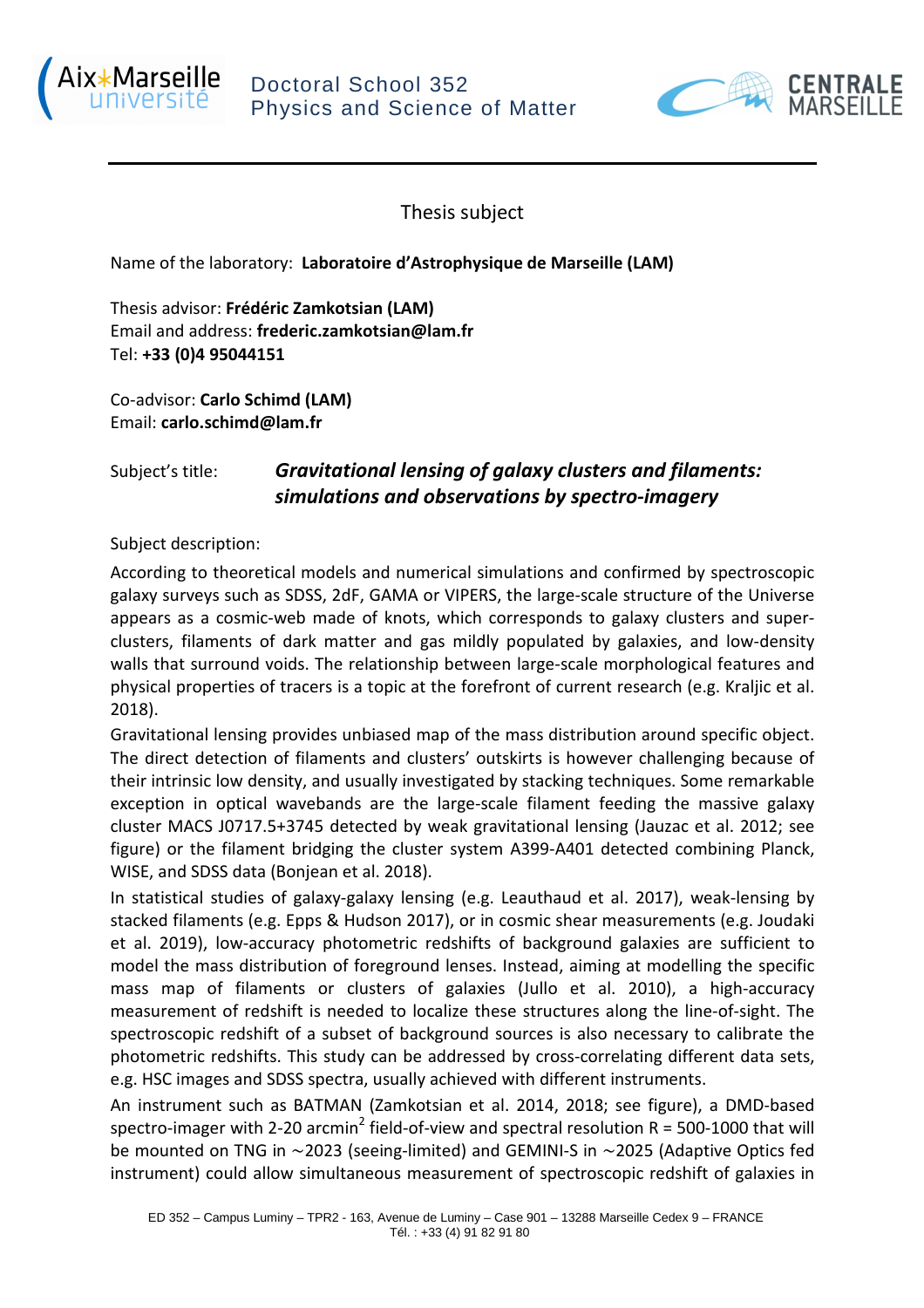Doctoral School 352
Physics and Science of Matter

# Thesis subject

Name of the laboratory: **Laboratoire d'Astrophysique de Marseille (LAM)**

Thesis advisor: **Frédéric Zamkotsian (LAM)**
Email and address: **frederic.zamkotsian@lam.fr**
Tel: **+33 (0)4 95044151**

Co-advisor: **Carlo Schimd (LAM)**
Email: **carlo.schimd@lam.fr**

Subject's title: ***Gravitational lensing of galaxy clusters and filaments: simulations and observations by spectro-imagery***

Subject description:

According to theoretical models and numerical simulations and confirmed by spectroscopic galaxy surveys such as SDSS, 2dF, GAMA or VIPERS, the large-scale structure of the Universe appears as a cosmic-web made of knots, which corresponds to galaxy clusters and super-clusters, filaments of dark matter and gas mildly populated by galaxies, and low-density walls that surround voids. The relationship between large-scale morphological features and physical properties of tracers is a topic at the forefront of current research (e.g. Kraljic et al. 2018).

Gravitational lensing provides unbiased map of the mass distribution around specific object. The direct detection of filaments and clusters' outskirts is however challenging because of their intrinsic low density, and usually investigated by stacking techniques. Some remarkable exception in optical wavebands are the large-scale filament feeding the massive galaxy cluster MACS J0717.5+3745 detected by weak gravitational lensing (Jauzac et al. 2012; see figure) or the filament bridging the cluster system A399-A401 detected combining Planck, WISE, and SDSS data (Bonjean et al. 2018).

In statistical studies of galaxy-galaxy lensing (e.g. Leauthaud et al. 2017), weak-lensing by stacked filaments (e.g. Epps & Hudson 2017), or in cosmic shear measurements (e.g. Joudaki et al. 2019), low-accuracy photometric redshifts of background galaxies are sufficient to model the mass distribution of foreground lenses. Instead, aiming at modelling the specific mass map of filaments or clusters of galaxies (Jullo et al. 2010), a high-accuracy measurement of redshift is needed to localize these structures along the line-of-sight. The spectroscopic redshift of a subset of background sources is also necessary to calibrate the photometric redshifts. This study can be addressed by cross-correlating different data sets, e.g. HSC images and SDSS spectra, usually achieved with different instruments.

An instrument such as BATMAN (Zamkotsian et al. 2014, 2018; see figure), a DMD-based spectro-imager with 2-20 arcmin$^2$ field-of-view and spectral resolution R = 500-1000 that will be mounted on TNG in ~2023 (seeing-limited) and GEMINI-S in ~2025 (Adaptive Optics fed instrument) could allow simultaneous measurement of spectroscopic redshift of galaxies in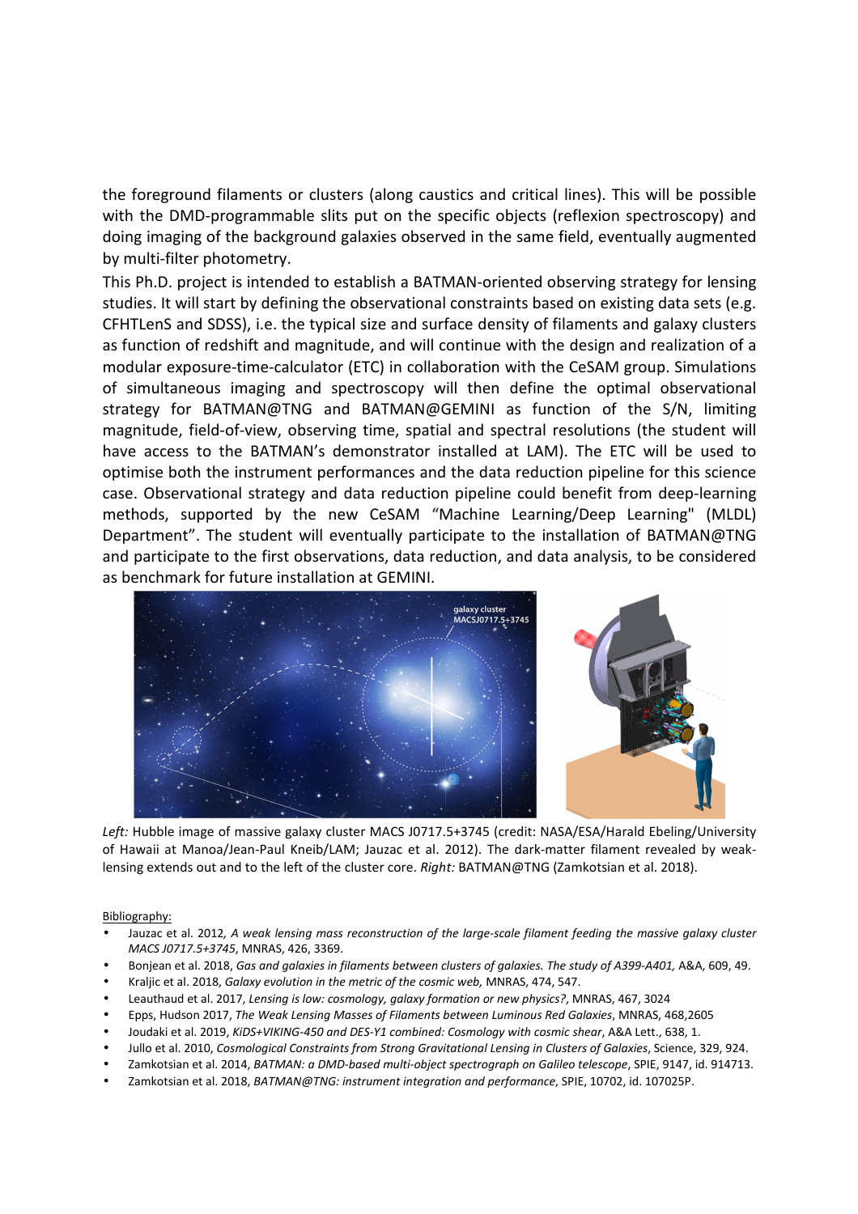the foreground filaments or clusters (along caustics and critical lines). This will be possible with the DMD-programmable slits put on the specific objects (reflexion spectroscopy) and doing imaging of the background galaxies observed in the same field, eventually augmented by multi-filter photometry.

This Ph.D. project is intended to establish a BATMAN-oriented observing strategy for lensing studies. It will start by defining the observational constraints based on existing data sets (e.g. CFHTLenS and SDSS), i.e. the typical size and surface density of filaments and galaxy clusters as function of redshift and magnitude, and will continue with the design and realization of a modular exposure-time-calculator (ETC) in collaboration with the CeSAM group. Simulations of simultaneous imaging and spectroscopy will then define the optimal observational strategy for BATMAN@TNG and BATMAN@GEMINI as function of the S/N, limiting magnitude, field-of-view, observing time, spatial and spectral resolutions (the student will have access to the BATMAN's demonstrator installed at LAM). The ETC will be used to optimise both the instrument performances and the data reduction pipeline for this science case. Observational strategy and data reduction pipeline could benefit from deep-learning methods, supported by the new CeSAM "Machine Learning/Deep Learning" (MLDL) Department". The student will eventually participate to the installation of BATMAN@TNG and participate to the first observations, data reduction, and data analysis, to be considered as benchmark for future installation at GEMINI.

galaxy cluster MACSJ0717.5+3745

*Left:* Hubble image of massive galaxy cluster MACS J0717.5+3745 (credit: NASA/ESA/Harald Ebeling/University of Hawaii at Manoa/Jean-Paul Kneib/LAM; Jauzac et al. 2012). The dark-matter filament revealed by weak-lensing extends out and to the left of the cluster core. *Right:* BATMAN@TNG (Zamkotsian et al. 2018).

Bibliography:

- Jauzac et al. 2012, *A weak lensing mass reconstruction of the large-scale filament feeding the massive galaxy cluster MACS J0717.5+3745*, MNRAS, 426, 3369.
- Bonjean et al. 2018, *Gas and galaxies in filaments between clusters of galaxies. The study of A399-A401,* A&A, 609, 49.
- Kraljic et al. 2018, *Galaxy evolution in the metric of the cosmic web,* MNRAS, 474, 547.
- Leauthaud et al. 2017, *Lensing is low: cosmology, galaxy formation or new physics?*, MNRAS, 467, 3024
- Epps, Hudson 2017, *The Weak Lensing Masses of Filaments between Luminous Red Galaxies*, MNRAS, 468,2605
- Joudaki et al. 2019, *KiDS+VIKING-450 and DES-Y1 combined: Cosmology with cosmic shear*, A&A Lett., 638, 1.
- Jullo et al. 2010, *Cosmological Constraints from Strong Gravitational Lensing in Clusters of Galaxies*, Science, 329, 924.
- Zamkotsian et al. 2014, *BATMAN: a DMD-based multi-object spectrograph on Galileo telescope*, SPIE, 9147, id. 914713.
- Zamkotsian et al. 2018, *BATMAN@TNG: instrument integration and performance*, SPIE, 10702, id. 107025P.